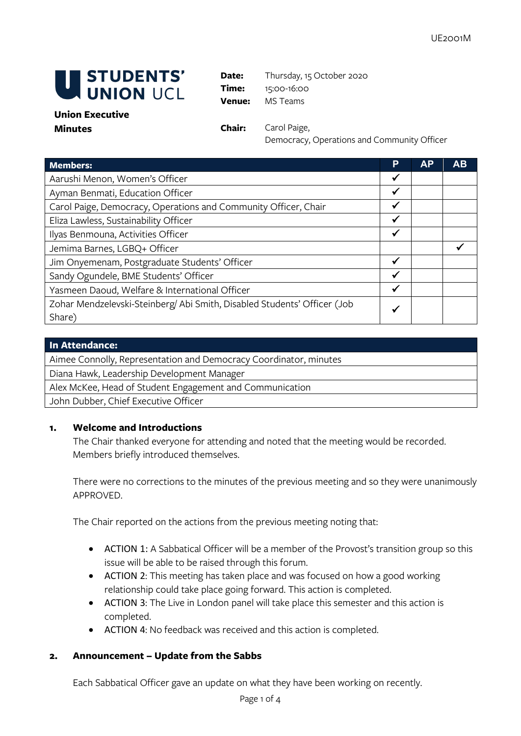UE2001M

**STUDENTS' UNION UCL**

**Union Executive Minutes**

**Date:** Thursday, 15 October 2020
**Time:** 15:00-16:00
**Venue:** MS Teams

**Chair:** Carol Paige, Democracy, Operations and Community Officer

| Members: | P | AP | AB |
|---|---|---|---|
| Aarushi Menon, Women's Officer | ✓ | | |
| Ayman Benmati, Education Officer | ✓ | | |
| Carol Paige, Democracy, Operations and Community Officer, Chair | ✓ | | |
| Eliza Lawless, Sustainability Officer | ✓ | | |
| Ilyas Benmouna, Activities Officer | ✓ | | |
| Jemima Barnes, LGBQ+ Officer | | | ✓ |
| Jim Onyemenam, Postgraduate Students' Officer | ✓ | | |
| Sandy Ogundele, BME Students' Officer | ✓ | | |
| Yasmeen Daoud, Welfare & International Officer | ✓ | | |
| Zohar Mendzelevski-Steinberg/ Abi Smith, Disabled Students' Officer (Job Share) | ✓ | | |

| In Attendance: |
|---|
| Aimee Connolly, Representation and Democracy Coordinator, minutes |
| Diana Hawk, Leadership Development Manager |
| Alex McKee, Head of Student Engagement and Communication |
| John Dubber, Chief Executive Officer |

## 1. Welcome and Introductions

The Chair thanked everyone for attending and noted that the meeting would be recorded. Members briefly introduced themselves.

There were no corrections to the minutes of the previous meeting and so they were unanimously APPROVED.

The Chair reported on the actions from the previous meeting noting that:

- ACTION 1: A Sabbatical Officer will be a member of the Provost's transition group so this issue will be able to be raised through this forum.
- ACTION 2: This meeting has taken place and was focused on how a good working relationship could take place going forward. This action is completed.
- ACTION 3: The Live in London panel will take place this semester and this action is completed.
- ACTION 4: No feedback was received and this action is completed.

## 2. Announcement – Update from the Sabbs

Each Sabbatical Officer gave an update on what they have been working on recently.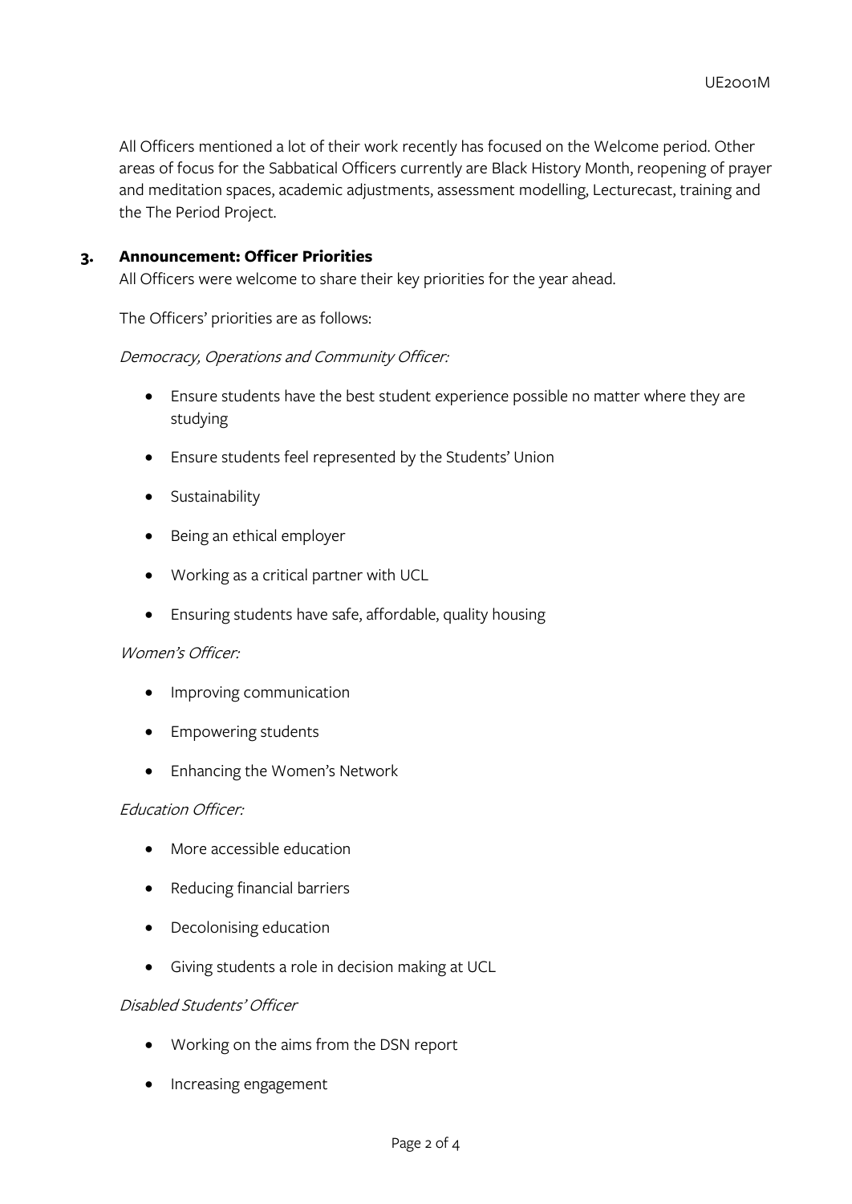All Officers mentioned a lot of their work recently has focused on the Welcome period. Other areas of focus for the Sabbatical Officers currently are Black History Month, reopening of prayer and meditation spaces, academic adjustments, assessment modelling, Lecturecast, training and the The Period Project.

## 3. Announcement: Officer Priorities

All Officers were welcome to share their key priorities for the year ahead.

The Officers' priorities are as follows:

*Democracy, Operations and Community Officer:*

- Ensure students have the best student experience possible no matter where they are studying
- Ensure students feel represented by the Students' Union
- Sustainability
- Being an ethical employer
- Working as a critical partner with UCL
- Ensuring students have safe, affordable, quality housing

*Women's Officer:*

- Improving communication
- Empowering students
- Enhancing the Women's Network

*Education Officer:*

- More accessible education
- Reducing financial barriers
- Decolonising education
- Giving students a role in decision making at UCL

*Disabled Students' Officer*

- Working on the aims from the DSN report
- Increasing engagement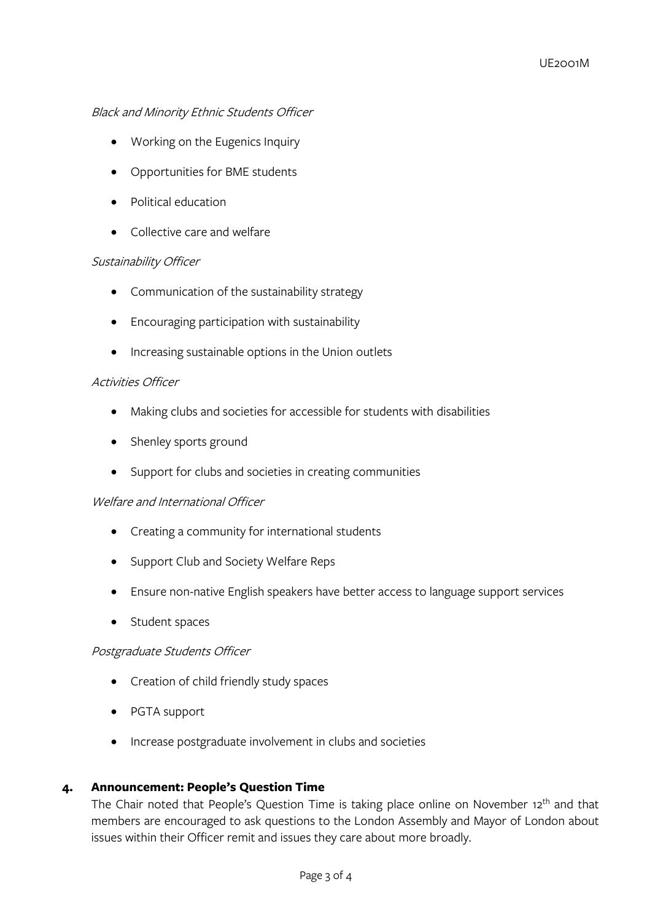*Black and Minority Ethnic Students Officer*

- Working on the Eugenics Inquiry
- Opportunities for BME students
- Political education
- Collective care and welfare

*Sustainability Officer*

- Communication of the sustainability strategy
- Encouraging participation with sustainability
- Increasing sustainable options in the Union outlets

*Activities Officer*

- Making clubs and societies for accessible for students with disabilities
- Shenley sports ground
- Support for clubs and societies in creating communities

*Welfare and International Officer*

- Creating a community for international students
- Support Club and Society Welfare Reps
- Ensure non-native English speakers have better access to language support services
- Student spaces

*Postgraduate Students Officer*

- Creation of child friendly study spaces
- PGTA support
- Increase postgraduate involvement in clubs and societies

## 4. Announcement: People's Question Time

The Chair noted that People's Question Time is taking place online on November 12th and that members are encouraged to ask questions to the London Assembly and Mayor of London about issues within their Officer remit and issues they care about more broadly.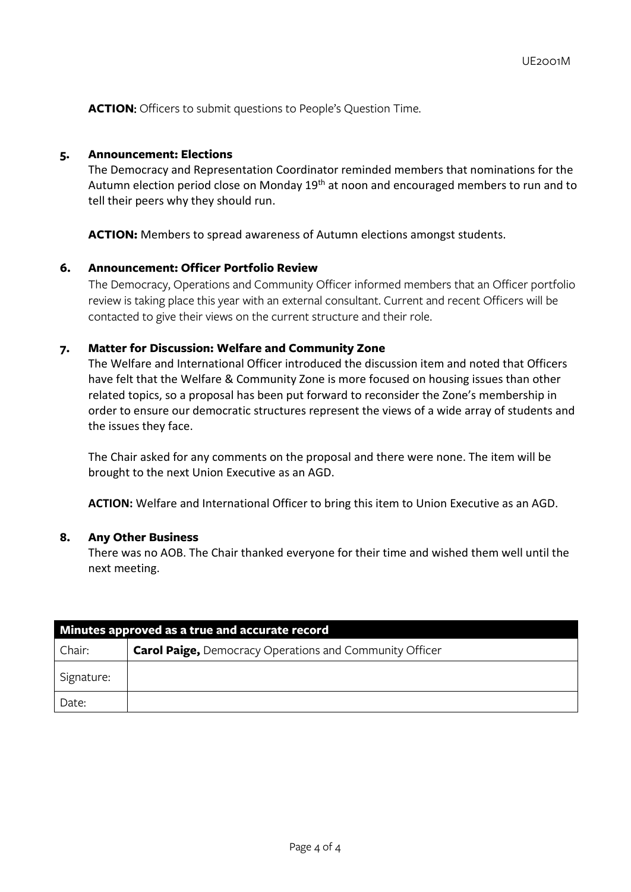**ACTION**: Officers to submit questions to People's Question Time.

## 5. Announcement: Elections

The Democracy and Representation Coordinator reminded members that nominations for the Autumn election period close on Monday 19th at noon and encouraged members to run and to tell their peers why they should run.

**ACTION:** Members to spread awareness of Autumn elections amongst students.

## 6. Announcement: Officer Portfolio Review

The Democracy, Operations and Community Officer informed members that an Officer portfolio review is taking place this year with an external consultant. Current and recent Officers will be contacted to give their views on the current structure and their role.

## 7. Matter for Discussion: Welfare and Community Zone

The Welfare and International Officer introduced the discussion item and noted that Officers have felt that the Welfare & Community Zone is more focused on housing issues than other related topics, so a proposal has been put forward to reconsider the Zone's membership in order to ensure our democratic structures represent the views of a wide array of students and the issues they face.

The Chair asked for any comments on the proposal and there were none. The item will be brought to the next Union Executive as an AGD.

**ACTION:** Welfare and International Officer to bring this item to Union Executive as an AGD.

## 8. Any Other Business

There was no AOB. The Chair thanked everyone for their time and wished them well until the next meeting.

| Minutes approved as a true and accurate record | |
|---|---|
| Chair: | **Carol Paige,** Democracy Operations and Community Officer |
| Signature: | |
| Date: | |